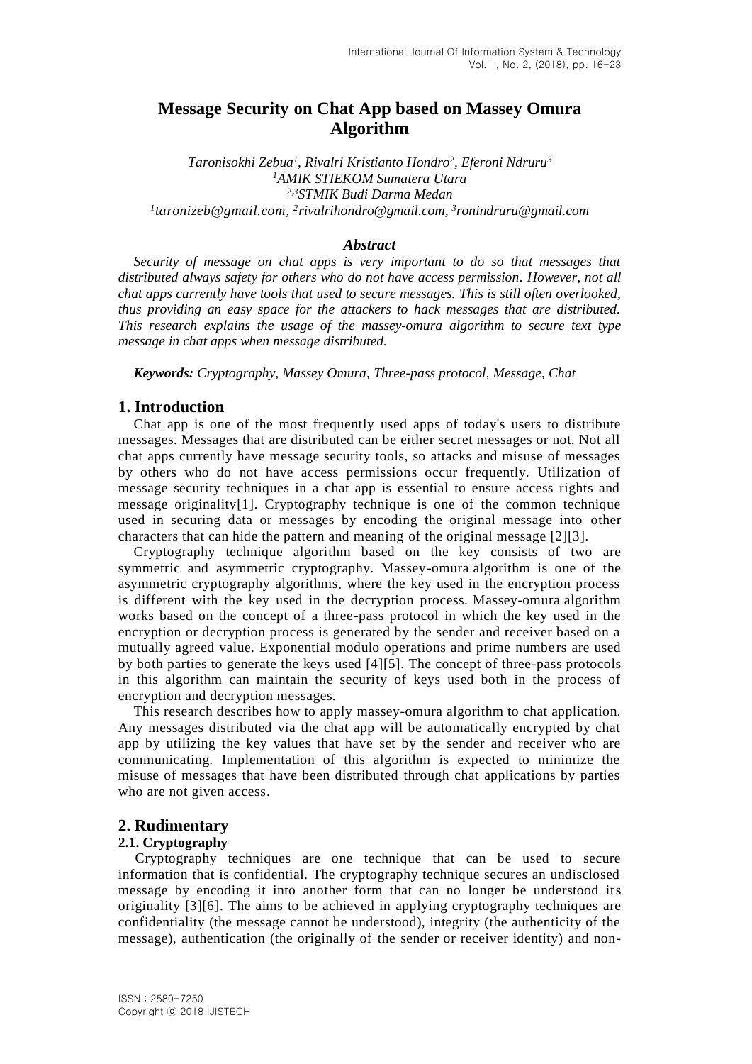# Message Security on Chat App based on Massey Omura Algorithm

*Taronisokhi Zebua[1], Rivalri Kristianto Hondro[2], Eferoni Ndruru[3]*
*[1]AMIK STIEKOM Sumatera Utara*
*[2,3]STMIK Budi Darma Medan*
*[1]taronizeb@gmail.com, [2]rivalrihondro@gmail.com, [3]ronindruru@gmail.com*

### *Abstract*

*Security of message on chat apps is very important to do so that messages that distributed always safety for others who do not have access permission. However, not all chat apps currently have tools that used to secure messages. This is still often overlooked, thus providing an easy space for the attackers to hack messages that are distributed. This research explains the usage of the massey-omura algorithm to secure text type message in chat apps when message distributed.*

***Keywords:*** *Cryptography, Massey Omura, Three-pass protocol, Message, Chat*

## 1. Introduction

Chat app is one of the most frequently used apps of today's users to distribute messages. Messages that are distributed can be either secret messages or not. Not all chat apps currently have message security tools, so attacks and misuse of messages by others who do not have access permissions occur frequently. Utilization of message security techniques in a chat app is essential to ensure access rights and message originality[1]. Cryptography technique is one of the common technique used in securing data or messages by encoding the original message into other characters that can hide the pattern and meaning of the original message [2][3].

Cryptography technique algorithm based on the key consists of two are symmetric and asymmetric cryptography. Massey-omura algorithm is one of the asymmetric cryptography algorithms, where the key used in the encryption process is different with the key used in the decryption process. Massey-omura algorithm works based on the concept of a three-pass protocol in which the key used in the encryption or decryption process is generated by the sender and receiver based on a mutually agreed value. Exponential modulo operations and prime numbers are used by both parties to generate the keys used [4][5]. The concept of three-pass protocols in this algorithm can maintain the security of keys used both in the process of encryption and decryption messages.

This research describes how to apply massey-omura algorithm to chat application. Any messages distributed via the chat app will be automatically encrypted by chat app by utilizing the key values that have set by the sender and receiver who are communicating. Implementation of this algorithm is expected to minimize the misuse of messages that have been distributed through chat applications by parties who are not given access.

## 2. Rudimentary

### 2.1. Cryptography

Cryptography techniques are one technique that can be used to secure information that is confidential. The cryptography technique secures an undisclosed message by encoding it into another form that can no longer be understood its originality [3][6]. The aims to be achieved in applying cryptography techniques are confidentiality (the message cannot be understood), integrity (the authenticity of the message), authentication (the originally of the sender or receiver identity) and non-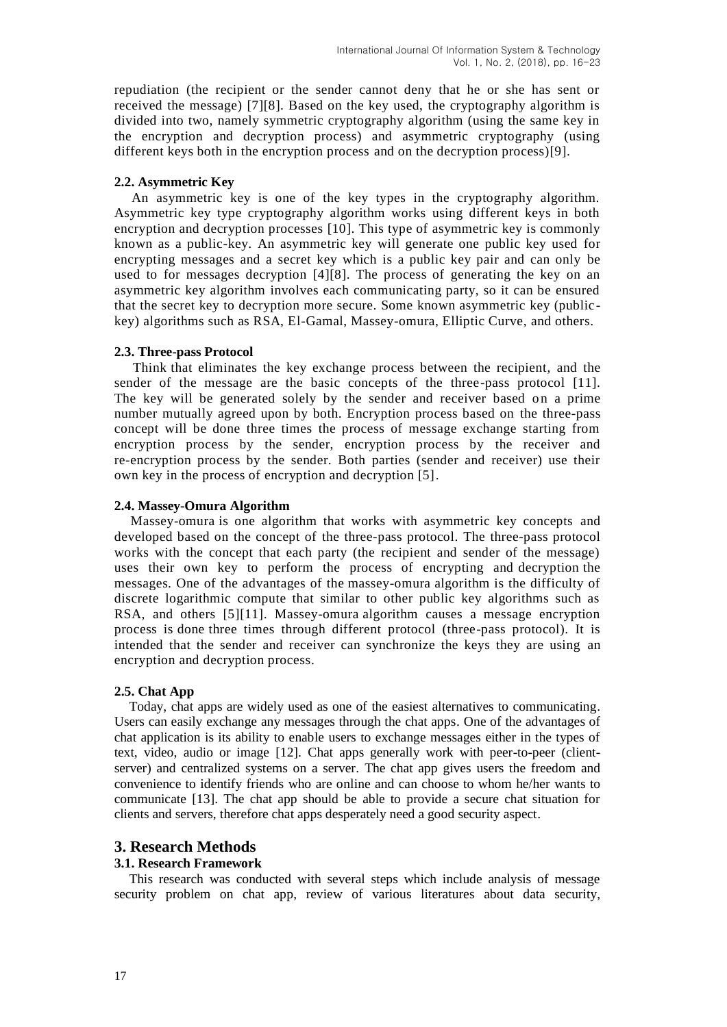repudiation (the recipient or the sender cannot deny that he or she has sent or received the message) [7][8]. Based on the key used, the cryptography algorithm is divided into two, namely symmetric cryptography algorithm (using the same key in the encryption and decryption process) and asymmetric cryptography (using different keys both in the encryption process and on the decryption process)[9].

### 2.2. Asymmetric Key

An asymmetric key is one of the key types in the cryptography algorithm. Asymmetric key type cryptography algorithm works using different keys in both encryption and decryption processes [10]. This type of asymmetric key is commonly known as a public-key. An asymmetric key will generate one public key used for encrypting messages and a secret key which is a public key pair and can only be used to for messages decryption [4][8]. The process of generating the key on an asymmetric key algorithm involves each communicating party, so it can be ensured that the secret key to decryption more secure. Some known asymmetric key (public-key) algorithms such as RSA, El-Gamal, Massey-omura, Elliptic Curve, and others.

### 2.3. Three-pass Protocol

Think that eliminates the key exchange process between the recipient, and the sender of the message are the basic concepts of the three-pass protocol [11]. The key will be generated solely by the sender and receiver based on a prime number mutually agreed upon by both. Encryption process based on the three-pass concept will be done three times the process of message exchange starting from encryption process by the sender, encryption process by the receiver and re-encryption process by the sender. Both parties (sender and receiver) use their own key in the process of encryption and decryption [5].

### 2.4. Massey-Omura Algorithm

Massey-omura is one algorithm that works with asymmetric key concepts and developed based on the concept of the three-pass protocol. The three-pass protocol works with the concept that each party (the recipient and sender of the message) uses their own key to perform the process of encrypting and decryption the messages. One of the advantages of the massey-omura algorithm is the difficulty of discrete logarithmic compute that similar to other public key algorithms such as RSA, and others [5][11]. Massey-omura algorithm causes a message encryption process is done three times through different protocol (three-pass protocol). It is intended that the sender and receiver can synchronize the keys they are using an encryption and decryption process.

### 2.5. Chat App

Today, chat apps are widely used as one of the easiest alternatives to communicating. Users can easily exchange any messages through the chat apps. One of the advantages of chat application is its ability to enable users to exchange messages either in the types of text, video, audio or image [12]. Chat apps generally work with peer-to-peer (client-server) and centralized systems on a server. The chat app gives users the freedom and convenience to identify friends who are online and can choose to whom he/her wants to communicate [13]. The chat app should be able to provide a secure chat situation for clients and servers, therefore chat apps desperately need a good security aspect.

## 3. Research Methods

### 3.1. Research Framework

This research was conducted with several steps which include analysis of message security problem on chat app, review of various literatures about data security,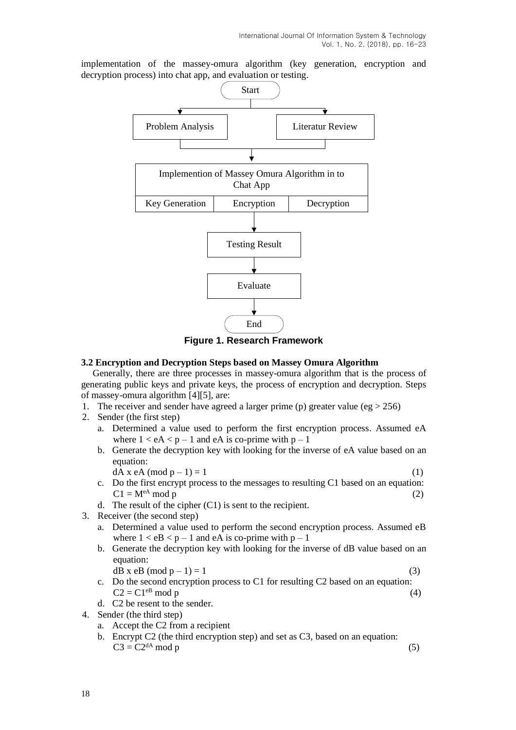implementation of the massey-omura algorithm (key generation, encryption and decryption process) into chat app, and evaluation or testing.

Start

Problem Analysis

Literatur Review

Implemention of Massey Omura Algorithm in to Chat App

| Key Generation | Encryption | Decryption |
|---|---|---|

Testing Result

Evaluate

End

**Figure 1. Research Framework**

### 3.2 Encryption and Decryption Steps based on Massey Omura Algorithm

Generally, there are three processes in massey-omura algorithm that is the process of generating public keys and private keys, the process of encryption and decryption. Steps of massey-omura algorithm [4][5], are:

1. The receiver and sender have agreed a larger prime (p) greater value (eg > 256)
2. Sender (the first step)
   a. Determined a value used to perform the first encryption process. Assumed eA where $1 < eA < p - 1$ and eA is co-prime with $p - 1$
   b. Generate the decryption key with looking for the inverse of eA value based on an equation:
   $$dA \text{ x } eA \ (\text{mod } p - 1) = 1 \quad (1)$$
   c. Do the first encrypt process to the messages to resulting C1 based on an equation:
   $$C1 = M^{eA} \text{ mod } p \quad (2)$$
   d. The result of the cipher (C1) is sent to the recipient.
3. Receiver (the second step)
   a. Determined a value used to perform the second encryption process. Assumed eB where $1 < eB < p - 1$ and eA is co-prime with $p - 1$
   b. Generate the decryption key with looking for the inverse of dB value based on an equation:
   $$dB \text{ x } eB \ (\text{mod } p - 1) = 1 \quad (3)$$
   c. Do the second encryption process to C1 for resulting C2 based on an equation:
   $$C2 = C1^{eB} \text{ mod } p \quad (4)$$
   d. C2 be resent to the sender.
4. Sender (the third step)
   a. Accept the C2 from a recipient
   b. Encrypt C2 (the third encryption step) and set as C3, based on an equation:
   $$C3 = C2^{dA} \text{ mod } p \quad (5)$$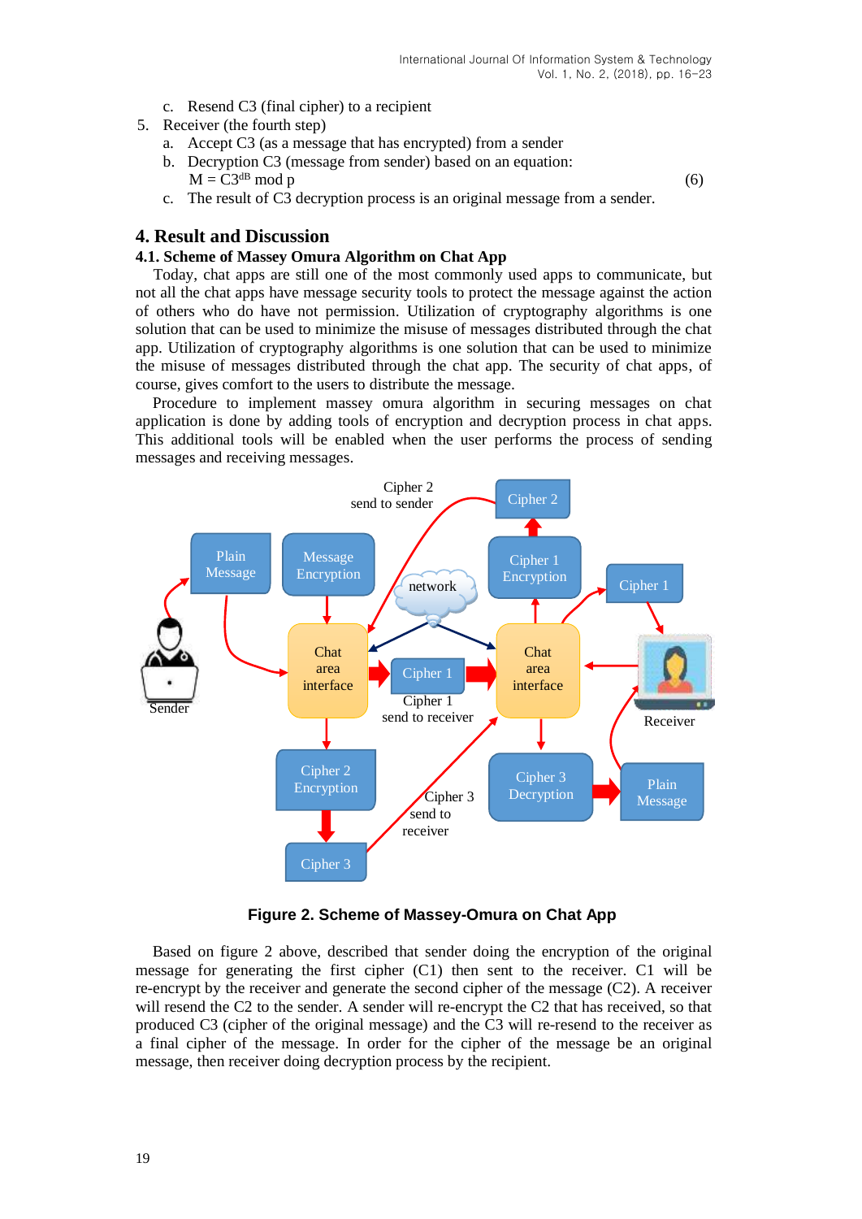c. Resend C3 (final cipher) to a recipient

5. Receiver (the fourth step)
   a. Accept C3 (as a message that has encrypted) from a sender
   b. Decryption C3 (message from sender) based on an equation:
   $$M = C3^{dB} \bmod p \quad (6)$$
   c. The result of C3 decryption process is an original message from a sender.

## 4. Result and Discussion

### 4.1. Scheme of Massey Omura Algorithm on Chat App

Today, chat apps are still one of the most commonly used apps to communicate, but not all the chat apps have message security tools to protect the message against the action of others who do have not permission. Utilization of cryptography algorithms is one solution that can be used to minimize the misuse of messages distributed through the chat app. Utilization of cryptography algorithms is one solution that can be used to minimize the misuse of messages distributed through the chat app. The security of chat apps, of course, gives comfort to the users to distribute the message.

Procedure to implement massey omura algorithm in securing messages on chat application is done by adding tools of encryption and decryption process in chat apps. This additional tools will be enabled when the user performs the process of sending messages and receiving messages.

**Figure 2. Scheme of Massey-Omura on Chat App**

Based on figure 2 above, described that sender doing the encryption of the original message for generating the first cipher (C1) then sent to the receiver. C1 will be re-encrypt by the receiver and generate the second cipher of the message (C2). A receiver will resend the C2 to the sender. A sender will re-encrypt the C2 that has received, so that produced C3 (cipher of the original message) and the C3 will re-resend to the receiver as a final cipher of the message. In order for the cipher of the message be an original message, then receiver doing decryption process by the recipient.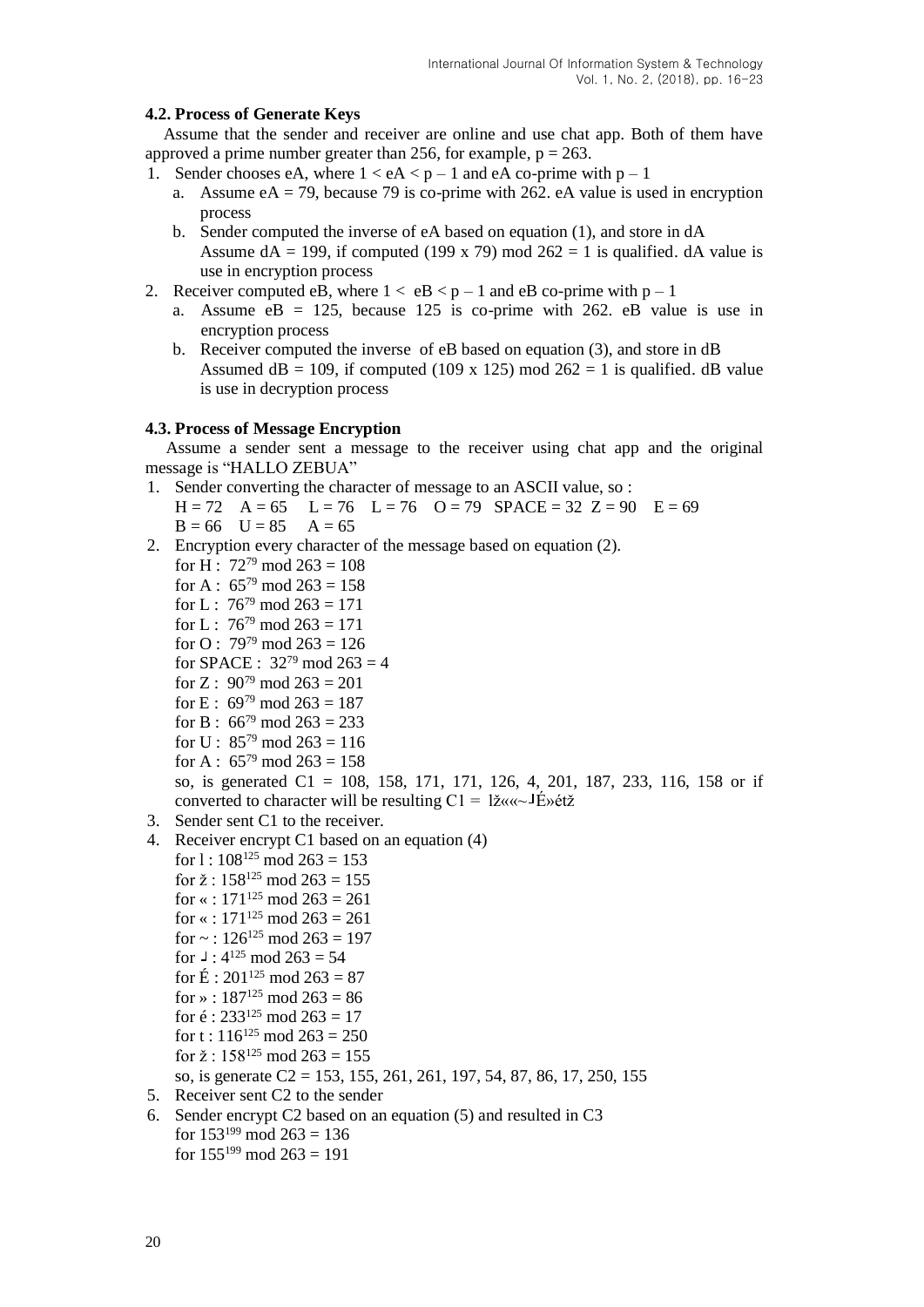### 4.2. Process of Generate Keys

Assume that the sender and receiver are online and use chat app. Both of them have approved a prime number greater than 256, for example, $p = 263$.

1. Sender chooses eA, where $1 < eA < p - 1$ and eA co-prime with $p - 1$
   a. Assume eA = 79, because 79 is co-prime with 262. eA value is used in encryption process
   b. Sender computed the inverse of eA based on equation (1), and store in dA
      Assume dA = 199, if computed (199 x 79) mod 262 = 1 is qualified. dA value is use in encryption process
2. Receiver computed eB, where $1 < eB < p - 1$ and eB co-prime with $p - 1$
   a. Assume eB = 125, because 125 is co-prime with 262. eB value is use in encryption process
   b. Receiver computed the inverse of eB based on equation (3), and store in dB
      Assumed dB = 109, if computed (109 x 125) mod 262 = 1 is qualified. dB value is use in decryption process

### 4.3. Process of Message Encryption

Assume a sender sent a message to the receiver using chat app and the original message is "HALLO ZEBUA"

1. Sender converting the character of message to an ASCII value, so :
   H = 72 A = 65 L = 76 L = 76 O = 79 SPACE = 32 Z = 90 E = 69
   B = 66 U = 85 A = 65
2. Encryption every character of the message based on equation (2).
   for H : $72^{79} \bmod 263 = 108$
   for A : $65^{79} \bmod 263 = 158$
   for L : $76^{79} \bmod 263 = 171$
   for L : $76^{79} \bmod 263 = 171$
   for O : $79^{79} \bmod 263 = 126$
   for SPACE : $32^{79} \bmod 263 = 4$
   for Z : $90^{79} \bmod 263 = 201$
   for E : $69^{79} \bmod 263 = 187$
   for B : $66^{79} \bmod 263 = 233$
   for U : $85^{79} \bmod 263 = 116$
   for A : $65^{79} \bmod 263 = 158$
   so, is generated C1 = 108, 158, 171, 171, 126, 4, 201, 187, 233, 116, 158 or if converted to character will be resulting C1 = lž««~╜É»étž
3. Sender sent C1 to the receiver.
4. Receiver encrypt C1 based on an equation (4)
   for l : $108^{125} \bmod 263 = 153$
   for ž : $158^{125} \bmod 263 = 155$
   for « : $171^{125} \bmod 263 = 261$
   for « : $171^{125} \bmod 263 = 261$
   for ~ : $126^{125} \bmod 263 = 197$
   for ╜ : $4^{125} \bmod 263 = 54$
   for É : $201^{125} \bmod 263 = 87$
   for » : $187^{125} \bmod 263 = 86$
   for é : $233^{125} \bmod 263 = 17$
   for t : $116^{125} \bmod 263 = 250$
   for ž : $158^{125} \bmod 263 = 155$
   so, is generate C2 = 153, 155, 261, 261, 197, 54, 87, 86, 17, 250, 155
5. Receiver sent C2 to the sender
6. Sender encrypt C2 based on an equation (5) and resulted in C3
   for $153^{199} \bmod 263 = 136$
   for $155^{199} \bmod 263 = 191$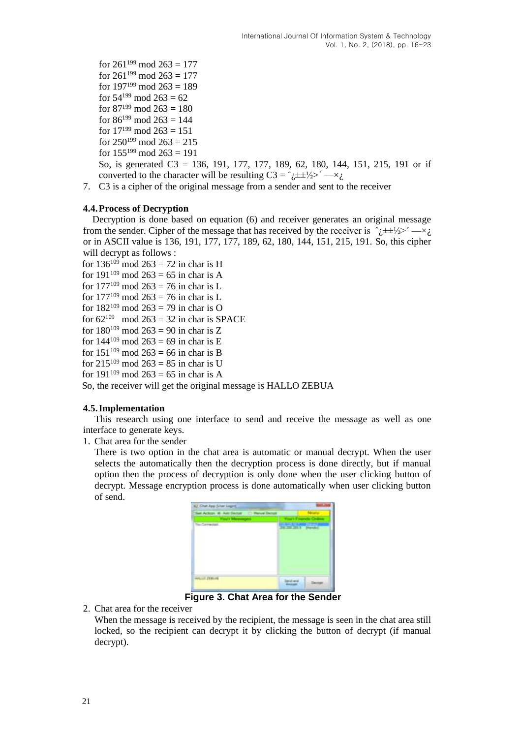for $261^{199} \bmod 263 = 177$
for $261^{199} \bmod 263 = 177$
for $197^{199} \bmod 263 = 189$
for $54^{199} \bmod 263 = 62$
for $87^{199} \bmod 263 = 180$
for $86^{199} \bmod 263 = 144$
for $17^{199} \bmod 263 = 151$
for $250^{199} \bmod 263 = 215$
for $155^{199} \bmod 263 = 191$

So, is generated C3 = 136, 191, 177, 177, 189, 62, 180, 144, 151, 215, 191 or if converted to the character will be resulting C3 = ˆ¿±±½>´ —×¿

7. C3 is a cipher of the original message from a sender and sent to the receiver

### 4.4. Process of Decryption

Decryption is done based on equation (6) and receiver generates an original message from the sender. Cipher of the message that has received by the receiver is ˆ¿±±½>´ —×¿ or in ASCII value is 136, 191, 177, 177, 189, 62, 180, 144, 151, 215, 191. So, this cipher will decrypt as follows :

for $136^{109} \bmod 263 = 72$ in char is H
for $191^{109} \bmod 263 = 65$ in char is A
for $177^{109} \bmod 263 = 76$ in char is L
for $177^{109} \bmod 263 = 76$ in char is L
for $182^{109} \bmod 263 = 79$ in char is O
for $62^{109} \bmod 263 = 32$ in char is SPACE
for $180^{109} \bmod 263 = 90$ in char is Z
for $144^{109} \bmod 263 = 69$ in char is E
for $151^{109} \bmod 263 = 66$ in char is B
for $215^{109} \bmod 263 = 85$ in char is U
for $191^{109} \bmod 263 = 65$ in char is A

So, the receiver will get the original message is HALLO ZEBUA

### 4.5. Implementation

This research using one interface to send and receive the message as well as one interface to generate keys.

1. Chat area for the sender

   There is two option in the chat area is automatic or manual decrypt. When the user selects the automatically then the decryption process is done directly, but if manual option then the process of decryption is only done when the user clicking button of decrypt. Message encryption process is done automatically when user clicking button of send.

   **Figure 3. Chat Area for the Sender**

2. Chat area for the receiver

   When the message is received by the recipient, the message is seen in the chat area still locked, so the recipient can decrypt it by clicking the button of decrypt (if manual decrypt).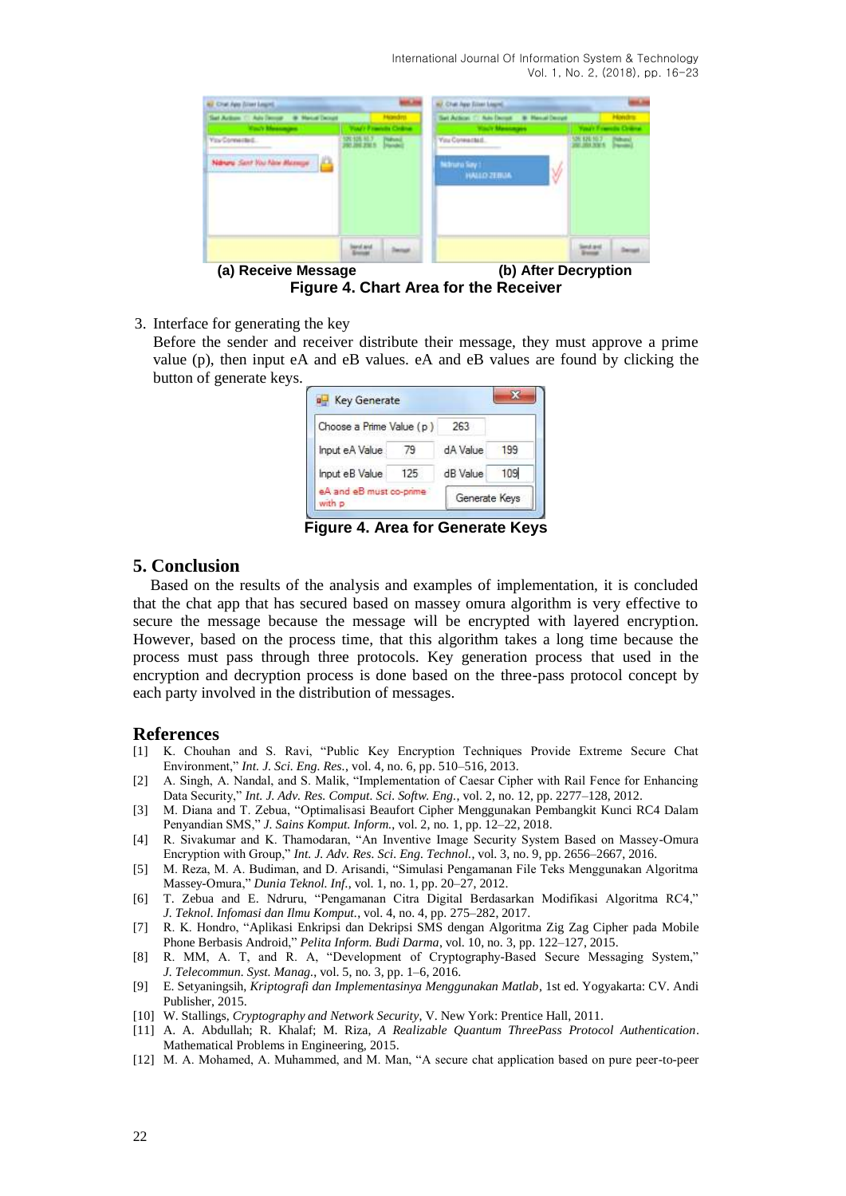(a) Receive Message (b) After Decryption

**Figure 4. Chart Area for the Receiver**

3. Interface for generating the key

   Before the sender and receiver distribute their message, they must approve a prime value (p), then input eA and eB values. eA and eB values are found by clicking the button of generate keys.

**Figure 4. Area for Generate Keys**

## 5. Conclusion

Based on the results of the analysis and examples of implementation, it is concluded that the chat app that has secured based on massey omura algorithm is very effective to secure the message because the message will be encrypted with layered encryption. However, based on the process time, that this algorithm takes a long time because the process must pass through three protocols. Key generation process that used in the encryption and decryption process is done based on the three-pass protocol concept by each party involved in the distribution of messages.

## References

[1] K. Chouhan and S. Ravi, "Public Key Encryption Techniques Provide Extreme Secure Chat Environment," *Int. J. Sci. Eng. Res.*, vol. 4, no. 6, pp. 510–516, 2013.

[2] A. Singh, A. Nandal, and S. Malik, "Implementation of Caesar Cipher with Rail Fence for Enhancing Data Security," *Int. J. Adv. Res. Comput. Sci. Softw. Eng.*, vol. 2, no. 12, pp. 2277–128, 2012.

[3] M. Diana and T. Zebua, "Optimalisasi Beaufort Cipher Menggunakan Pembangkit Kunci RC4 Dalam Penyandian SMS," *J. Sains Komput. Inform.*, vol. 2, no. 1, pp. 12–22, 2018.

[4] R. Sivakumar and K. Thamodaran, "An Inventive Image Security System Based on Massey-Omura Encryption with Group," *Int. J. Adv. Res. Sci. Eng. Technol.*, vol. 3, no. 9, pp. 2656–2667, 2016.

[5] M. Reza, M. A. Budiman, and D. Arisandi, "Simulasi Pengamanan File Teks Menggunakan Algoritma Massey-Omura," *Dunia Teknol. Inf.*, vol. 1, no. 1, pp. 20–27, 2012.

[6] T. Zebua and E. Ndruru, "Pengamanan Citra Digital Berdasarkan Modifikasi Algoritma RC4," *J. Teknol. Infomasi dan Ilmu Komput.*, vol. 4, no. 4, pp. 275–282, 2017.

[7] R. K. Hondro, "Aplikasi Enkripsi dan Dekripsi SMS dengan Algoritma Zig Zag Cipher pada Mobile Phone Berbasis Android," *Pelita Inform. Budi Darma*, vol. 10, no. 3, pp. 122–127, 2015.

[8] R. MM, A. T, and R. A, "Development of Cryptography-Based Secure Messaging System," *J. Telecommun. Syst. Manag.*, vol. 5, no. 3, pp. 1–6, 2016.

[9] E. Setyaningsih, *Kriptografi dan Implementasinya Menggunakan Matlab*, 1st ed. Yogyakarta: CV. Andi Publisher, 2015.

[10] W. Stallings, *Cryptography and Network Security*, V. New York: Prentice Hall, 2011.

[11] A. A. Abdullah; R. Khalaf; M. Riza, *A Realizable Quantum ThreePass Protocol Authentication*. Mathematical Problems in Engineering, 2015.

[12] M. A. Mohamed, A. Muhammed, and M. Man, "A secure chat application based on pure peer-to-peer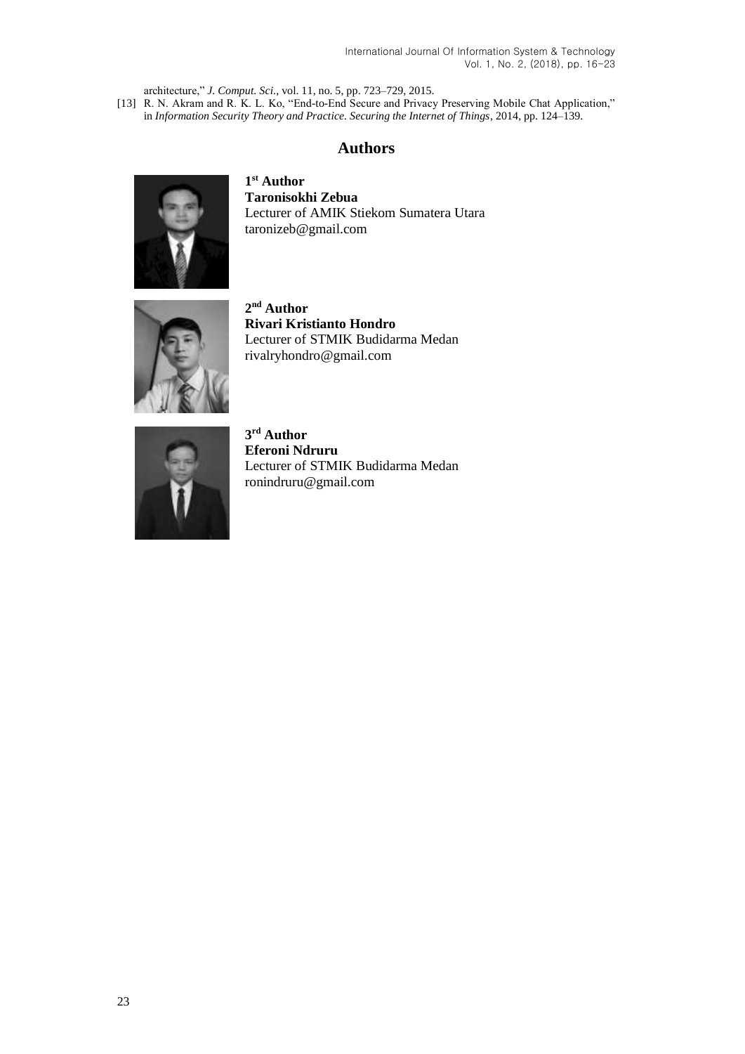architecture," *J. Comput. Sci.*, vol. 11, no. 5, pp. 723–729, 2015.

[13] R. N. Akram and R. K. L. Ko, "End-to-End Secure and Privacy Preserving Mobile Chat Application," in *Information Security Theory and Practice. Securing the Internet of Things*, 2014, pp. 124–139.

## Authors

**1st Author**
**Taronisokhi Zebua**
Lecturer of AMIK Stiekom Sumatera Utara
taronizeb@gmail.com

**2nd Author**
**Rivari Kristianto Hondro**
Lecturer of STMIK Budidarma Medan
rivalryhondro@gmail.com

**3rd Author**
**Eferoni Ndruru**
Lecturer of STMIK Budidarma Medan
ronindruru@gmail.com